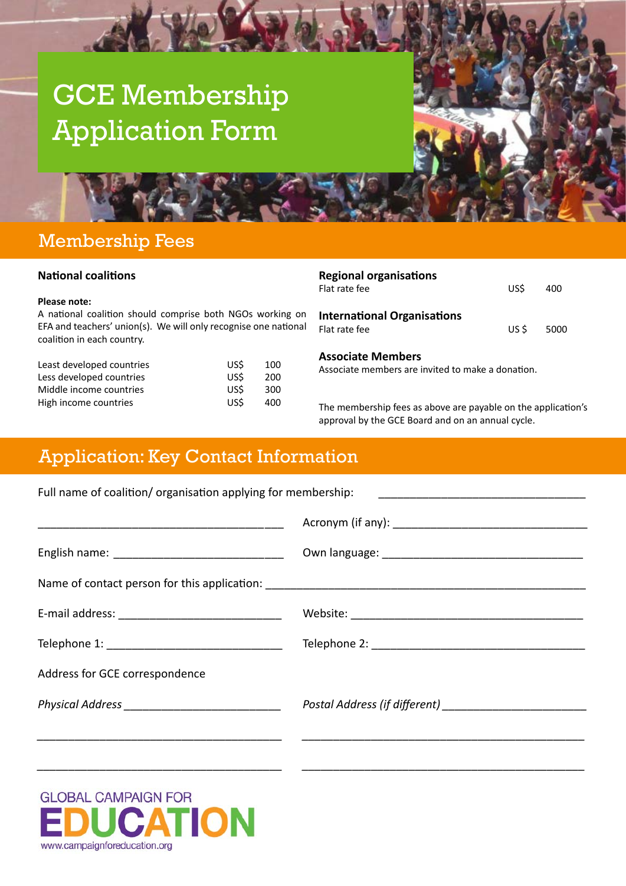# GCE Membership Application Form

## Membership Fees

### National coalitions

**Please note:**
A national coalition should comprise both NGOs working on EFA and teachers' union(s). We will only recognise one national coalition in each country.

| | | |
|---|---|---|
| Least developed countries | US$ | 100 |
| Less developed countries | US$ | 200 |
| Middle income countries | US$ | 300 |
| High income countries | US$ | 400 |

### Regional organisations

Flat rate fee US$ 400

### International Organisations

Flat rate fee US $ 5000

### Associate Members

Associate members are invited to make a donation.

The membership fees as above are payable on the application's approval by the GCE Board and on an annual cycle.

## Application: Key Contact Information

Full name of coalition/ organisation applying for membership: ___________________________________

_________________________________________ Acronym (if any): _________________________________

English name: ____________________________ Own language: ___________________________________

Name of contact person for this application: _____________________________________________________

E-mail address: ___________________________ Website: _______________________________________

Telephone 1: ______________________________ Telephone 2: ____________________________________

Address for GCE correspondence

*Physical Address* __________________________ *Postal Address (if different)* _______________________

_________________________________________ ______________________________________________

_________________________________________ ______________________________________________

GLOBAL CAMPAIGN FOR
EDUCATION
www.campaignforeducation.org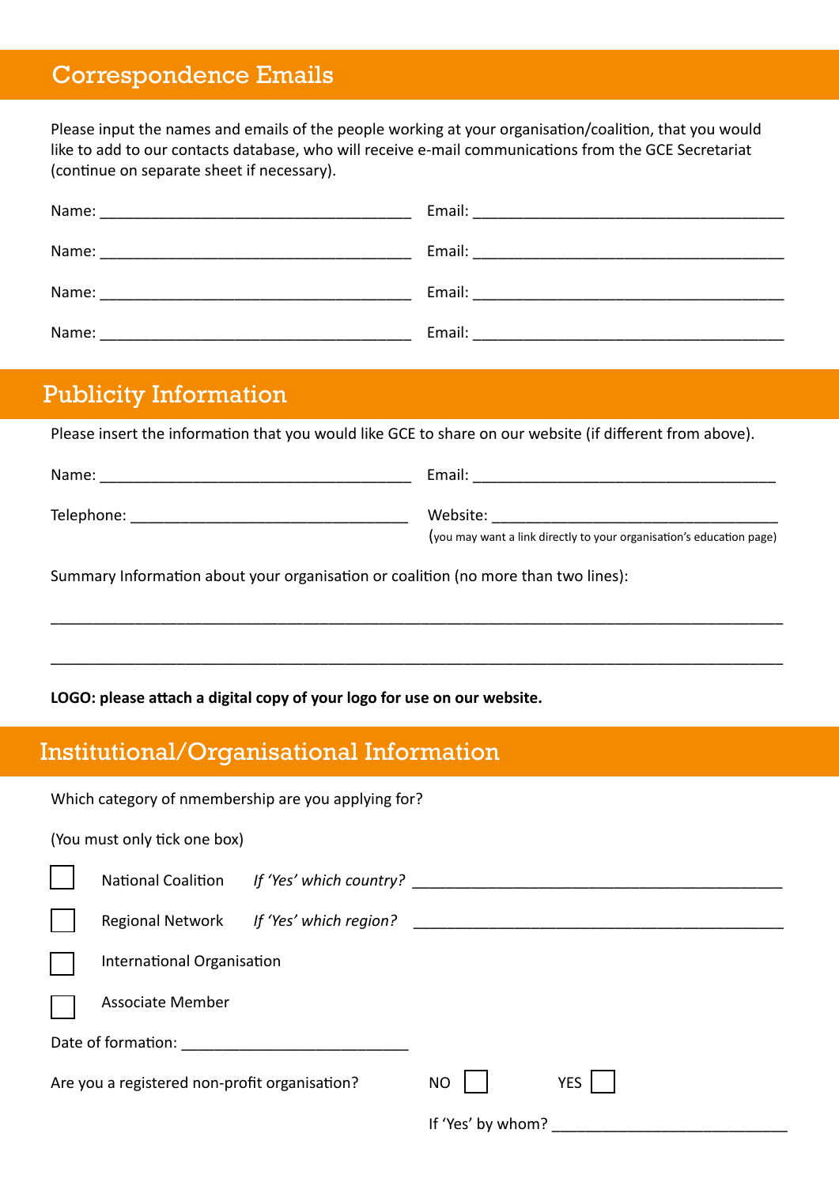## Correspondence Emails

Please input the names and emails of the people working at your organisation/coalition, that you would like to add to our contacts database, who will receive e-mail communications from the GCE Secretariat (continue on separate sheet if necessary).

Name: ______________________________ Email: ______________________________

Name: ______________________________ Email: ______________________________

Name: ______________________________ Email: ______________________________

Name: ______________________________ Email: ______________________________

## Publicity Information

Please insert the information that you would like GCE to share on our website (if different from above).

Name: ______________________________ Email: ______________________________

Telephone: ______________________________ Website: ______________________________
(you may want a link directly to your organisation's education page)

Summary Information about your organisation or coalition (no more than two lines):

______________________________________________________________________

______________________________________________________________________

**LOGO: please attach a digital copy of your logo for use on our website.**

## Institutional/Organisational Information

Which category of nmembership are you applying for?

(You must only tick one box)

☐ National Coalition *If 'Yes' which country?* ______________________________

☐ Regional Network *If 'Yes' which region?* ______________________________

☐ International Organisation

☐ Associate Member

Date of formation: ______________________

Are you a registered non-profit organisation? NO ☐ YES ☐

If 'Yes' by whom? ______________________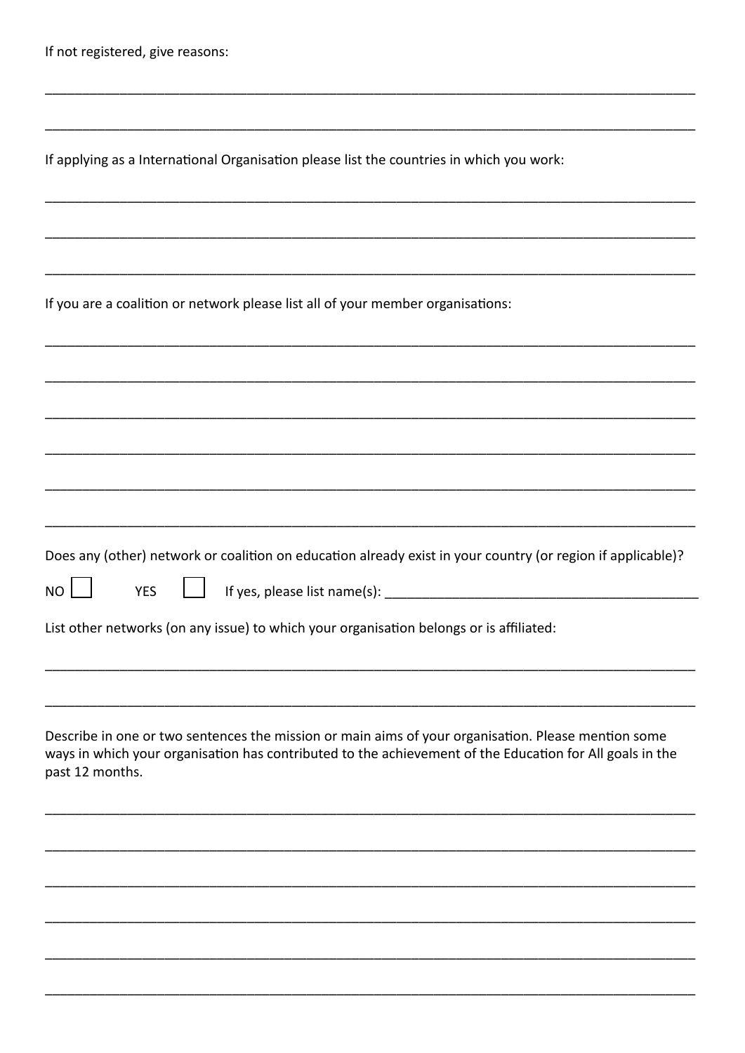If not registered, give reasons:

_______________________________________________________________________________

_______________________________________________________________________________

If applying as a International Organisation please list the countries in which you work:

_______________________________________________________________________________

_______________________________________________________________________________

_______________________________________________________________________________

If you are a coalition or network please list all of your member organisations:

_______________________________________________________________________________

_______________________________________________________________________________

_______________________________________________________________________________

_______________________________________________________________________________

_______________________________________________________________________________

_______________________________________________________________________________

Does any (other) network or coalition on education already exist in your country (or region if applicable)?

NO ☐ YES ☐ If yes, please list name(s): _______________________________________

List other networks (on any issue) to which your organisation belongs or is affiliated:

_______________________________________________________________________________

_______________________________________________________________________________

Describe in one or two sentences the mission or main aims of your organisation. Please mention some ways in which your organisation has contributed to the achievement of the Education for All goals in the past 12 months.

_______________________________________________________________________________

_______________________________________________________________________________

_______________________________________________________________________________

_______________________________________________________________________________

_______________________________________________________________________________

_______________________________________________________________________________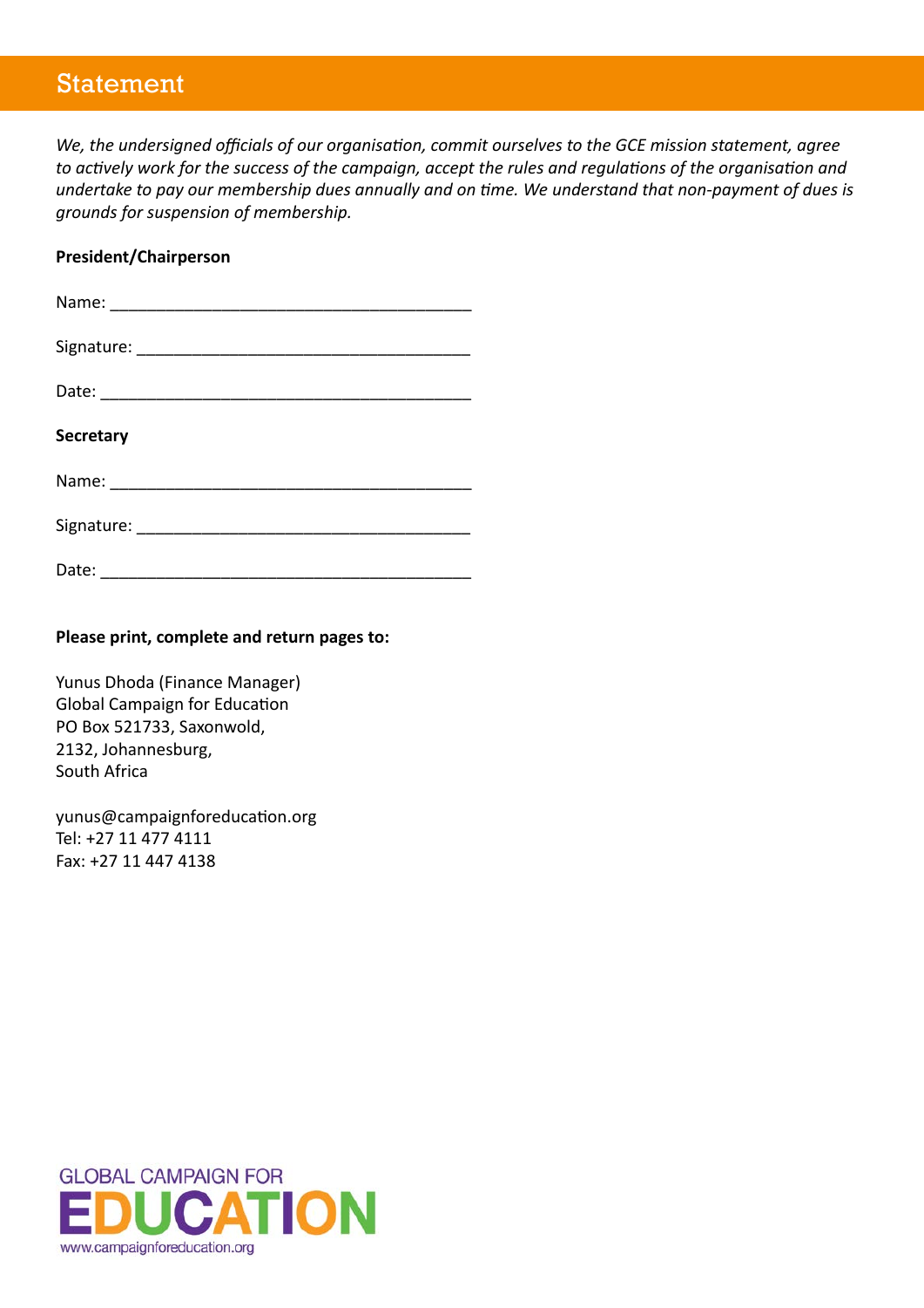## Statement

*We, the undersigned officials of our organisation, commit ourselves to the GCE mission statement, agree to actively work for the success of the campaign, accept the rules and regulations of the organisation and undertake to pay our membership dues annually and on time. We understand that non-payment of dues is grounds for suspension of membership.*

**President/Chairperson**

Name: ________________________________________

Signature: ____________________________________

Date: _________________________________________

**Secretary**

Name: ________________________________________

Signature: ____________________________________

Date: _________________________________________

**Please print, complete and return pages to:**

Yunus Dhoda (Finance Manager)
Global Campaign for Education
PO Box 521733, Saxonwold,
2132, Johannesburg,
South Africa

yunus@campaignforeducation.org
Tel: +27 11 477 4111
Fax: +27 11 447 4138

GLOBAL CAMPAIGN FOR
EDUCATION
www.campaignforeducation.org